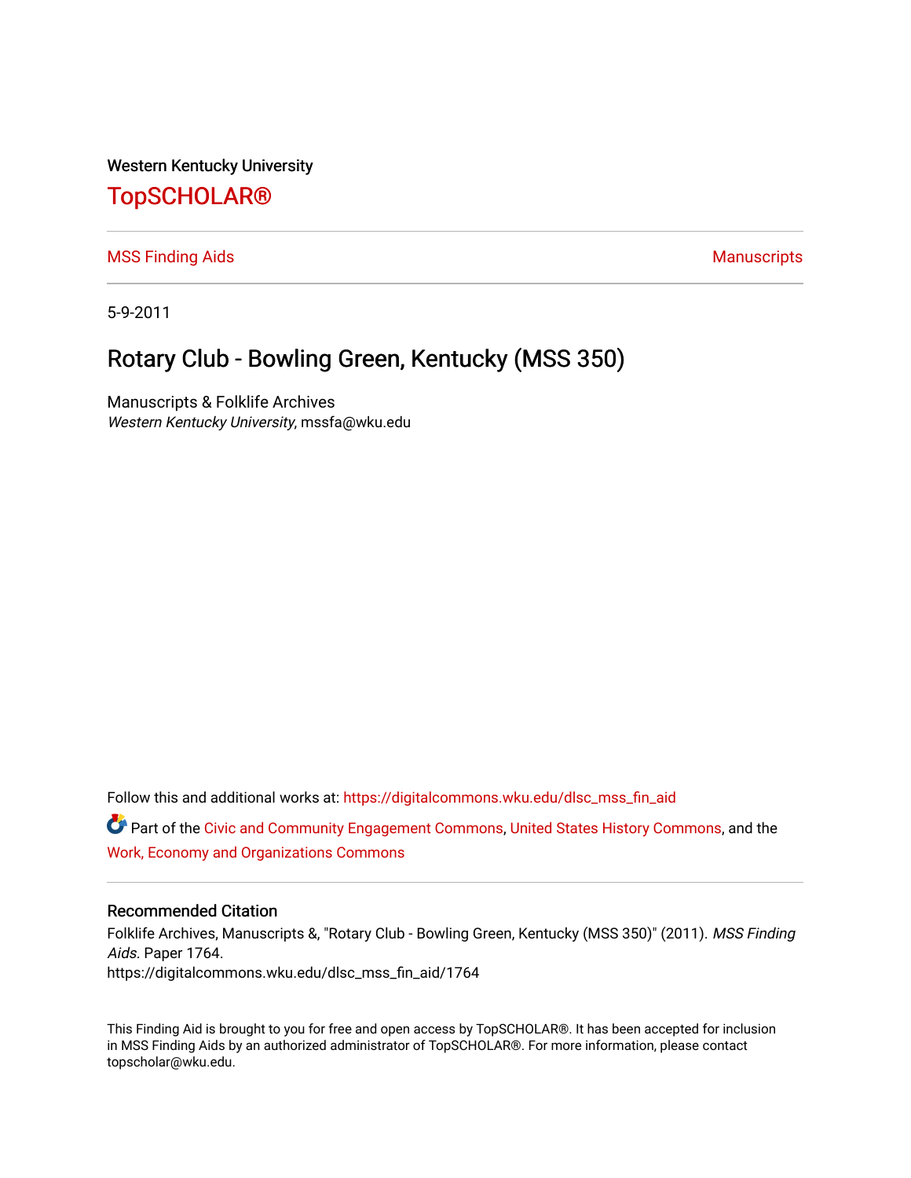Western Kentucky University

# TopSCHOLAR®

MSS Finding Aids | Manuscripts

5-9-2011

## Rotary Club - Bowling Green, Kentucky (MSS 350)

Manuscripts & Folklife Archives
*Western Kentucky University*, mssfa@wku.edu

Follow this and additional works at: https://digitalcommons.wku.edu/dlsc_mss_fin_aid

Part of the Civic and Community Engagement Commons, United States History Commons, and the Work, Economy and Organizations Commons

### Recommended Citation

Folklife Archives, Manuscripts &, "Rotary Club - Bowling Green, Kentucky (MSS 350)" (2011). *MSS Finding Aids.* Paper 1764.
https://digitalcommons.wku.edu/dlsc_mss_fin_aid/1764

This Finding Aid is brought to you for free and open access by TopSCHOLAR®. It has been accepted for inclusion in MSS Finding Aids by an authorized administrator of TopSCHOLAR®. For more information, please contact topscholar@wku.edu.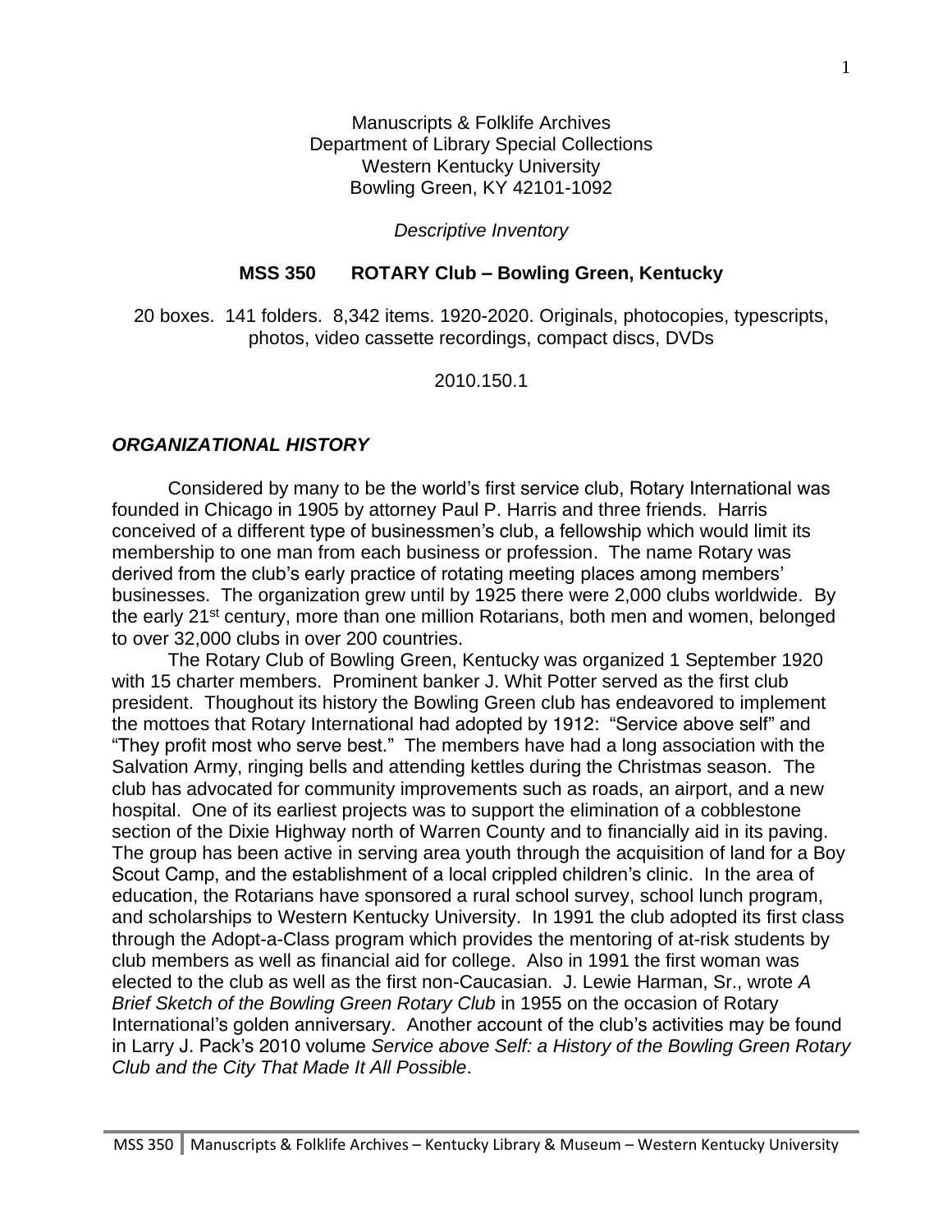Manuscripts & Folklife Archives
Department of Library Special Collections
Western Kentucky University
Bowling Green, KY 42101-1092

*Descriptive Inventory*

**MSS 350 ROTARY Club – Bowling Green, Kentucky**

20 boxes. 141 folders. 8,342 items. 1920-2020. Originals, photocopies, typescripts, photos, video cassette recordings, compact discs, DVDs

2010.150.1

## *ORGANIZATIONAL HISTORY*

Considered by many to be the world's first service club, Rotary International was founded in Chicago in 1905 by attorney Paul P. Harris and three friends. Harris conceived of a different type of businessmen's club, a fellowship which would limit its membership to one man from each business or profession. The name Rotary was derived from the club's early practice of rotating meeting places among members' businesses. The organization grew until by 1925 there were 2,000 clubs worldwide. By the early 21st century, more than one million Rotarians, both men and women, belonged to over 32,000 clubs in over 200 countries.

The Rotary Club of Bowling Green, Kentucky was organized 1 September 1920 with 15 charter members. Prominent banker J. Whit Potter served as the first club president. Thoughout its history the Bowling Green club has endeavored to implement the mottoes that Rotary International had adopted by 1912: "Service above self" and "They profit most who serve best." The members have had a long association with the Salvation Army, ringing bells and attending kettles during the Christmas season. The club has advocated for community improvements such as roads, an airport, and a new hospital. One of its earliest projects was to support the elimination of a cobblestone section of the Dixie Highway north of Warren County and to financially aid in its paving. The group has been active in serving area youth through the acquisition of land for a Boy Scout Camp, and the establishment of a local crippled children's clinic. In the area of education, the Rotarians have sponsored a rural school survey, school lunch program, and scholarships to Western Kentucky University. In 1991 the club adopted its first class through the Adopt-a-Class program which provides the mentoring of at-risk students by club members as well as financial aid for college. Also in 1991 the first woman was elected to the club as well as the first non-Caucasian. J. Lewie Harman, Sr., wrote *A Brief Sketch of the Bowling Green Rotary Club* in 1955 on the occasion of Rotary International's golden anniversary. Another account of the club's activities may be found in Larry J. Pack's 2010 volume *Service above Self: a History of the Bowling Green Rotary Club and the City That Made It All Possible*.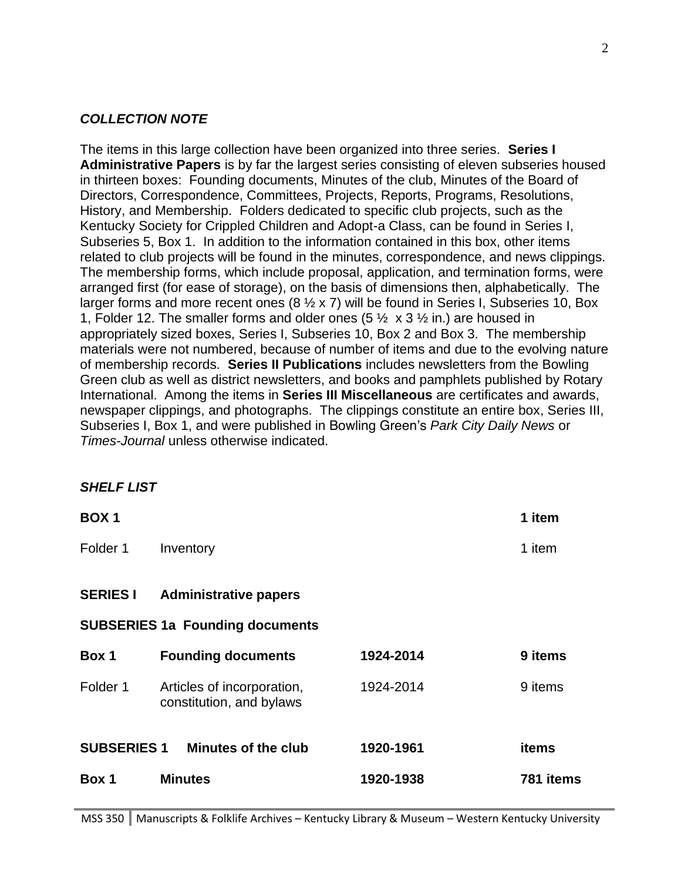### *COLLECTION NOTE*

The items in this large collection have been organized into three series. **Series I Administrative Papers** is by far the largest series consisting of eleven subseries housed in thirteen boxes: Founding documents, Minutes of the club, Minutes of the Board of Directors, Correspondence, Committees, Projects, Reports, Programs, Resolutions, History, and Membership. Folders dedicated to specific club projects, such as the Kentucky Society for Crippled Children and Adopt-a Class, can be found in Series I, Subseries 5, Box 1. In addition to the information contained in this box, other items related to club projects will be found in the minutes, correspondence, and news clippings. The membership forms, which include proposal, application, and termination forms, were arranged first (for ease of storage), on the basis of dimensions then, alphabetically. The larger forms and more recent ones (8 ½ x 7) will be found in Series I, Subseries 10, Box 1, Folder 12. The smaller forms and older ones (5 ½ x 3 ½ in.) are housed in appropriately sized boxes, Series I, Subseries 10, Box 2 and Box 3. The membership materials were not numbered, because of number of items and due to the evolving nature of membership records. **Series II Publications** includes newsletters from the Bowling Green club as well as district newsletters, and books and pamphlets published by Rotary International. Among the items in **Series III Miscellaneous** are certificates and awards, newspaper clippings, and photographs. The clippings constitute an entire box, Series III, Subseries I, Box 1, and were published in Bowling Green's *Park City Daily News* or *Times-Journal* unless otherwise indicated.

### *SHELF LIST*

| | | | |
|---|---|---|---|
| **BOX 1** | | | **1 item** |
| Folder 1 | Inventory | | 1 item |
| **SERIES I** | **Administrative papers** | | |
| **SUBSERIES 1a** | **Founding documents** | | |
| **Box 1** | **Founding documents** | **1924-2014** | **9 items** |
| Folder 1 | Articles of incorporation, constitution, and bylaws | 1924-2014 | 9 items |
| **SUBSERIES 1** | **Minutes of the club** | **1920-1961** | **items** |
| **Box 1** | **Minutes** | **1920-1938** | **781 items** |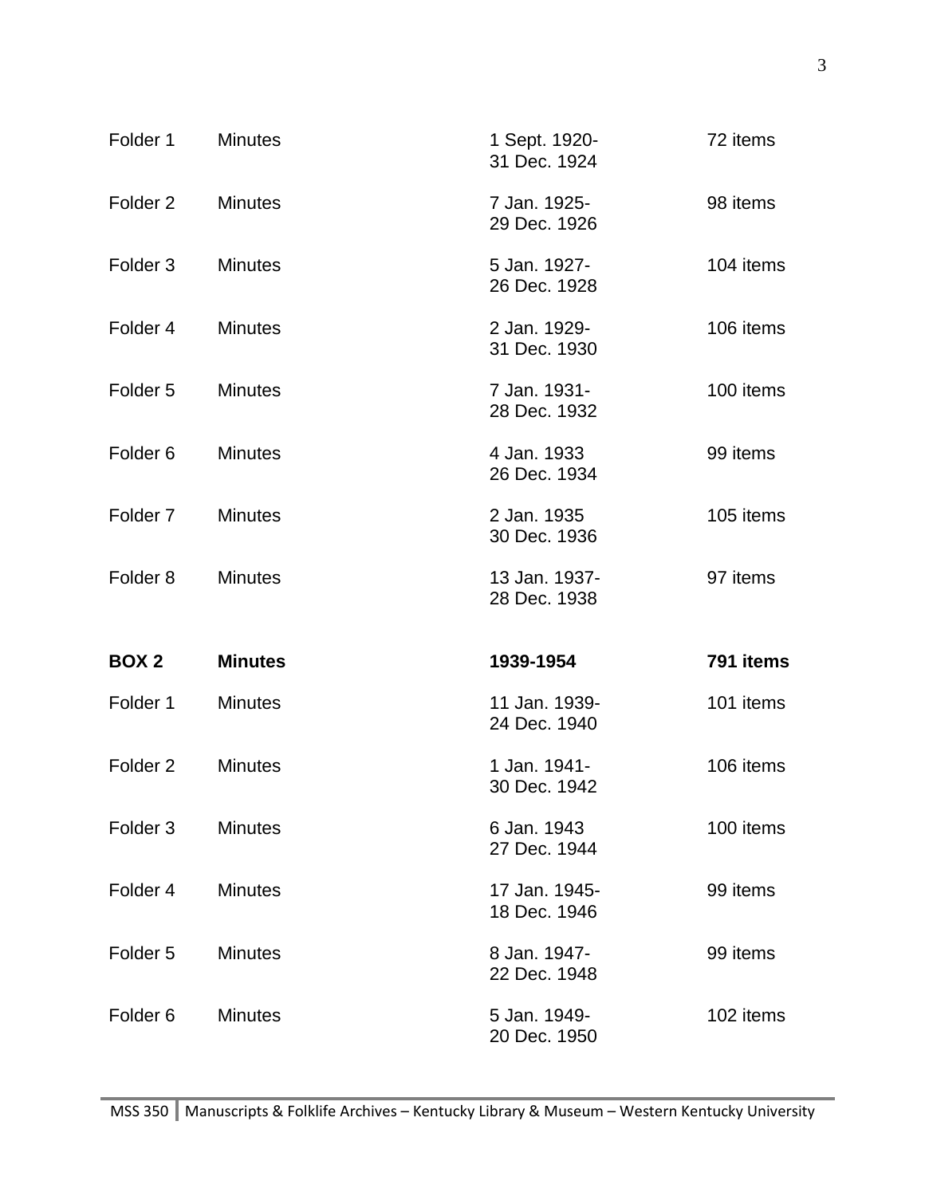| | | | |
|---|---|---|---|
| Folder 1 | Minutes | 1 Sept. 1920-<br>31 Dec. 1924 | 72 items |
| Folder 2 | Minutes | 7 Jan. 1925-<br>29 Dec. 1926 | 98 items |
| Folder 3 | Minutes | 5 Jan. 1927-<br>26 Dec. 1928 | 104 items |
| Folder 4 | Minutes | 2 Jan. 1929-<br>31 Dec. 1930 | 106 items |
| Folder 5 | Minutes | 7 Jan. 1931-<br>28 Dec. 1932 | 100 items |
| Folder 6 | Minutes | 4 Jan. 1933<br>26 Dec. 1934 | 99 items |
| Folder 7 | Minutes | 2 Jan. 1935<br>30 Dec. 1936 | 105 items |
| Folder 8 | Minutes | 13 Jan. 1937-<br>28 Dec. 1938 | 97 items |
| **BOX 2** | **Minutes** | **1939-1954** | **791 items** |
| Folder 1 | Minutes | 11 Jan. 1939-<br>24 Dec. 1940 | 101 items |
| Folder 2 | Minutes | 1 Jan. 1941-<br>30 Dec. 1942 | 106 items |
| Folder 3 | Minutes | 6 Jan. 1943<br>27 Dec. 1944 | 100 items |
| Folder 4 | Minutes | 17 Jan. 1945-<br>18 Dec. 1946 | 99 items |
| Folder 5 | Minutes | 8 Jan. 1947-<br>22 Dec. 1948 | 99 items |
| Folder 6 | Minutes | 5 Jan. 1949-<br>20 Dec. 1950 | 102 items |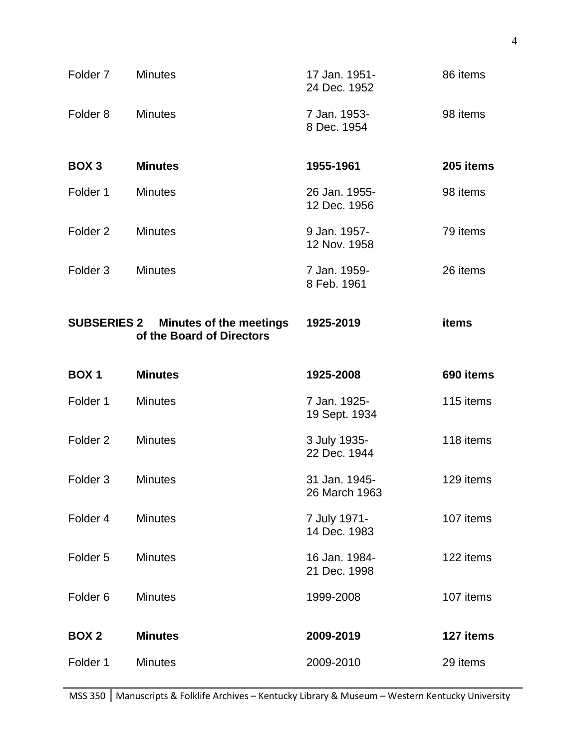| | | | |
|---|---|---|---|
| Folder 7 | Minutes | 17 Jan. 1951-<br>24 Dec. 1952 | 86 items |
| Folder 8 | Minutes | 7 Jan. 1953-<br>8 Dec. 1954 | 98 items |
| **BOX 3** | **Minutes** | **1955-1961** | **205 items** |
| Folder 1 | Minutes | 26 Jan. 1955-<br>12 Dec. 1956 | 98 items |
| Folder 2 | Minutes | 9 Jan. 1957-<br>12 Nov. 1958 | 79 items |
| Folder 3 | Minutes | 7 Jan. 1959-<br>8 Feb. 1961 | 26 items |
| **SUBSERIES 2** | **Minutes of the meetings of the Board of Directors** | **1925-2019** | **items** |
| **BOX 1** | **Minutes** | **1925-2008** | **690 items** |
| Folder 1 | Minutes | 7 Jan. 1925-<br>19 Sept. 1934 | 115 items |
| Folder 2 | Minutes | 3 July 1935-<br>22 Dec. 1944 | 118 items |
| Folder 3 | Minutes | 31 Jan. 1945-<br>26 March 1963 | 129 items |
| Folder 4 | Minutes | 7 July 1971-<br>14 Dec. 1983 | 107 items |
| Folder 5 | Minutes | 16 Jan. 1984-<br>21 Dec. 1998 | 122 items |
| Folder 6 | Minutes | 1999-2008 | 107 items |
| **BOX 2** | **Minutes** | **2009-2019** | **127 items** |
| Folder 1 | Minutes | 2009-2010 | 29 items |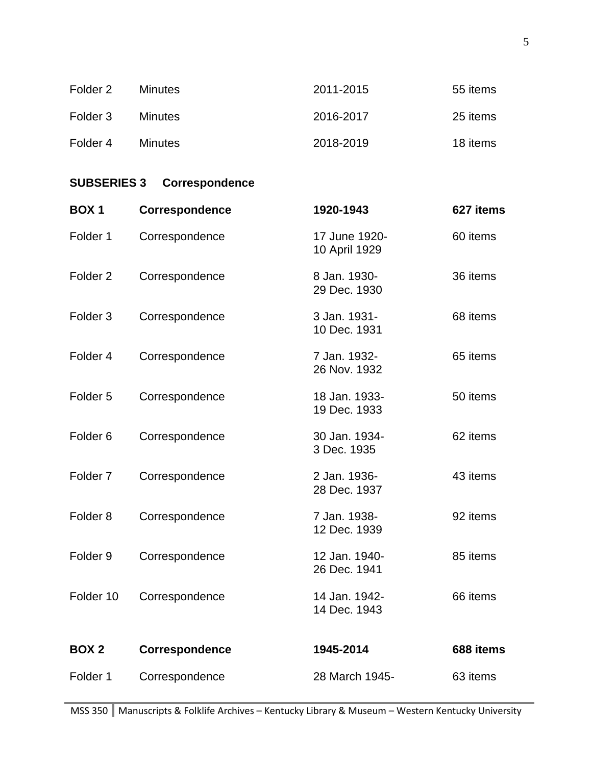| | | | |
|---|---|---|---|
| Folder 2 | Minutes | 2011-2015 | 55 items |
| Folder 3 | Minutes | 2016-2017 | 25 items |
| Folder 4 | Minutes | 2018-2019 | 18 items |

**SUBSERIES 3 Correspondence**

| **BOX 1** | **Correspondence** | **1920-1943** | **627 items** |
|---|---|---|---|
| Folder 1 | Correspondence | 17 June 1920-10 April 1929 | 60 items |
| Folder 2 | Correspondence | 8 Jan. 1930-29 Dec. 1930 | 36 items |
| Folder 3 | Correspondence | 3 Jan. 1931-10 Dec. 1931 | 68 items |
| Folder 4 | Correspondence | 7 Jan. 1932-26 Nov. 1932 | 65 items |
| Folder 5 | Correspondence | 18 Jan. 1933-19 Dec. 1933 | 50 items |
| Folder 6 | Correspondence | 30 Jan. 1934-3 Dec. 1935 | 62 items |
| Folder 7 | Correspondence | 2 Jan. 1936-28 Dec. 1937 | 43 items |
| Folder 8 | Correspondence | 7 Jan. 1938-12 Dec. 1939 | 92 items |
| Folder 9 | Correspondence | 12 Jan. 1940-26 Dec. 1941 | 85 items |
| Folder 10 | Correspondence | 14 Jan. 1942-14 Dec. 1943 | 66 items |

| **BOX 2** | **Correspondence** | **1945-2014** | **688 items** |
|---|---|---|---|
| Folder 1 | Correspondence | 28 March 1945- | 63 items |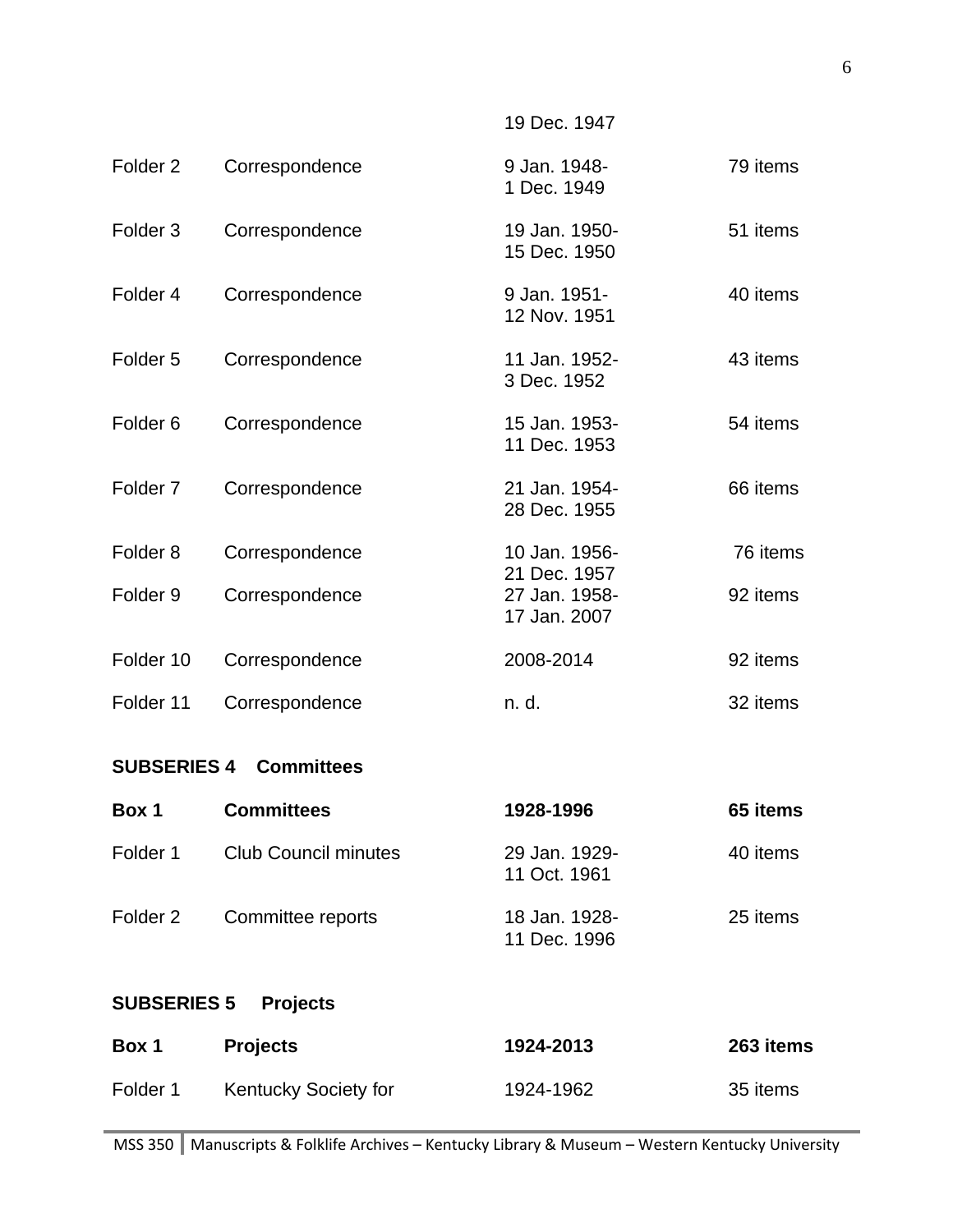|  |  | 19 Dec. 1947 |  |
|---|---|---|---|
| Folder 2 | Correspondence | 9 Jan. 1948-<br>1 Dec. 1949 | 79 items |
| Folder 3 | Correspondence | 19 Jan. 1950-<br>15 Dec. 1950 | 51 items |
| Folder 4 | Correspondence | 9 Jan. 1951-<br>12 Nov. 1951 | 40 items |
| Folder 5 | Correspondence | 11 Jan. 1952-<br>3 Dec. 1952 | 43 items |
| Folder 6 | Correspondence | 15 Jan. 1953-<br>11 Dec. 1953 | 54 items |
| Folder 7 | Correspondence | 21 Jan. 1954-<br>28 Dec. 1955 | 66 items |
| Folder 8 | Correspondence | 10 Jan. 1956-<br>21 Dec. 1957 | 76 items |
| Folder 9 | Correspondence | 27 Jan. 1958-<br>17 Jan. 2007 | 92 items |
| Folder 10 | Correspondence | 2008-2014 | 92 items |
| Folder 11 | Correspondence | n. d. | 32 items |

**SUBSERIES 4 Committees**

| **Box 1** | **Committees** | **1928-1996** | **65 items** |
|---|---|---|---|
| Folder 1 | Club Council minutes | 29 Jan. 1929-<br>11 Oct. 1961 | 40 items |
| Folder 2 | Committee reports | 18 Jan. 1928-<br>11 Dec. 1996 | 25 items |

**SUBSERIES 5 Projects**

| **Box 1** | **Projects** | **1924-2013** | **263 items** |
|---|---|---|---|
| Folder 1 | Kentucky Society for | 1924-1962 | 35 items |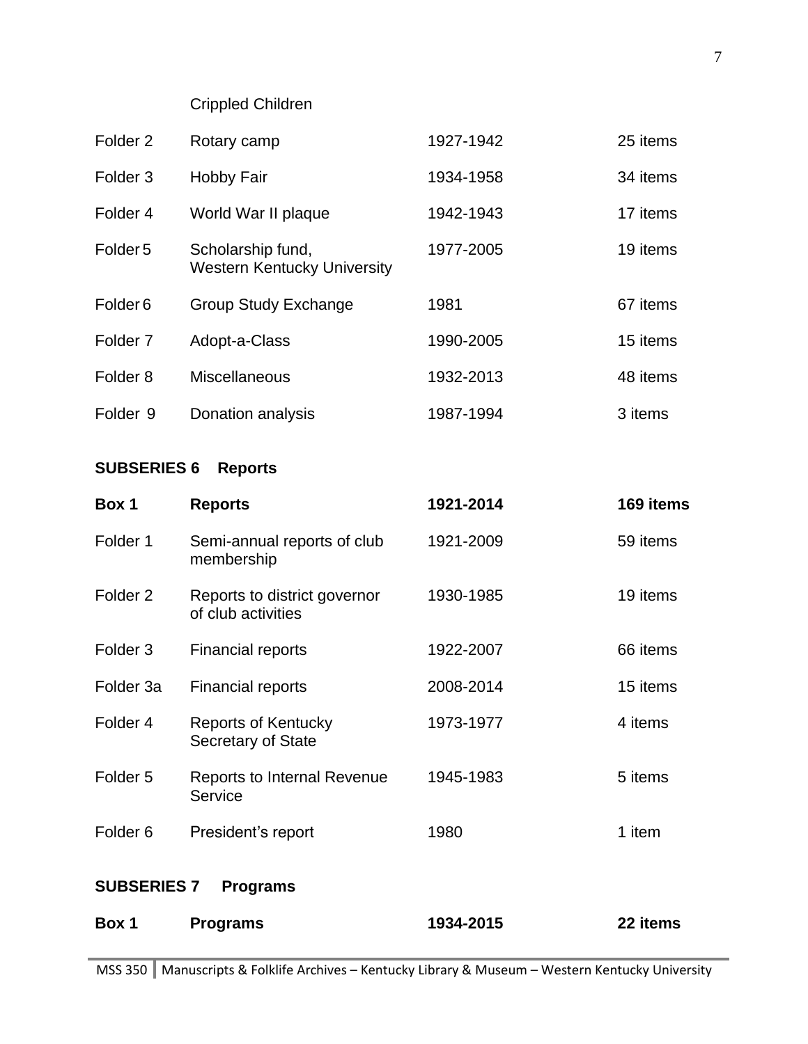| | Crippled Children | | |
|---|---|---|---|
| Folder 2 | Rotary camp | 1927-1942 | 25 items |
| Folder 3 | Hobby Fair | 1934-1958 | 34 items |
| Folder 4 | World War II plaque | 1942-1943 | 17 items |
| Folder 5 | Scholarship fund, Western Kentucky University | 1977-2005 | 19 items |
| Folder 6 | Group Study Exchange | 1981 | 67 items |
| Folder 7 | Adopt-a-Class | 1990-2005 | 15 items |
| Folder 8 | Miscellaneous | 1932-2013 | 48 items |
| Folder 9 | Donation analysis | 1987-1994 | 3 items |

**SUBSERIES 6 Reports**

| **Box 1** | **Reports** | **1921-2014** | **169 items** |
|---|---|---|---|
| Folder 1 | Semi-annual reports of club membership | 1921-2009 | 59 items |
| Folder 2 | Reports to district governor of club activities | 1930-1985 | 19 items |
| Folder 3 | Financial reports | 1922-2007 | 66 items |
| Folder 3a | Financial reports | 2008-2014 | 15 items |
| Folder 4 | Reports of Kentucky Secretary of State | 1973-1977 | 4 items |
| Folder 5 | Reports to Internal Revenue Service | 1945-1983 | 5 items |
| Folder 6 | President's report | 1980 | 1 item |

**SUBSERIES 7 Programs**

| **Box 1** | **Programs** | **1934-2015** | **22 items** |
|---|---|---|---|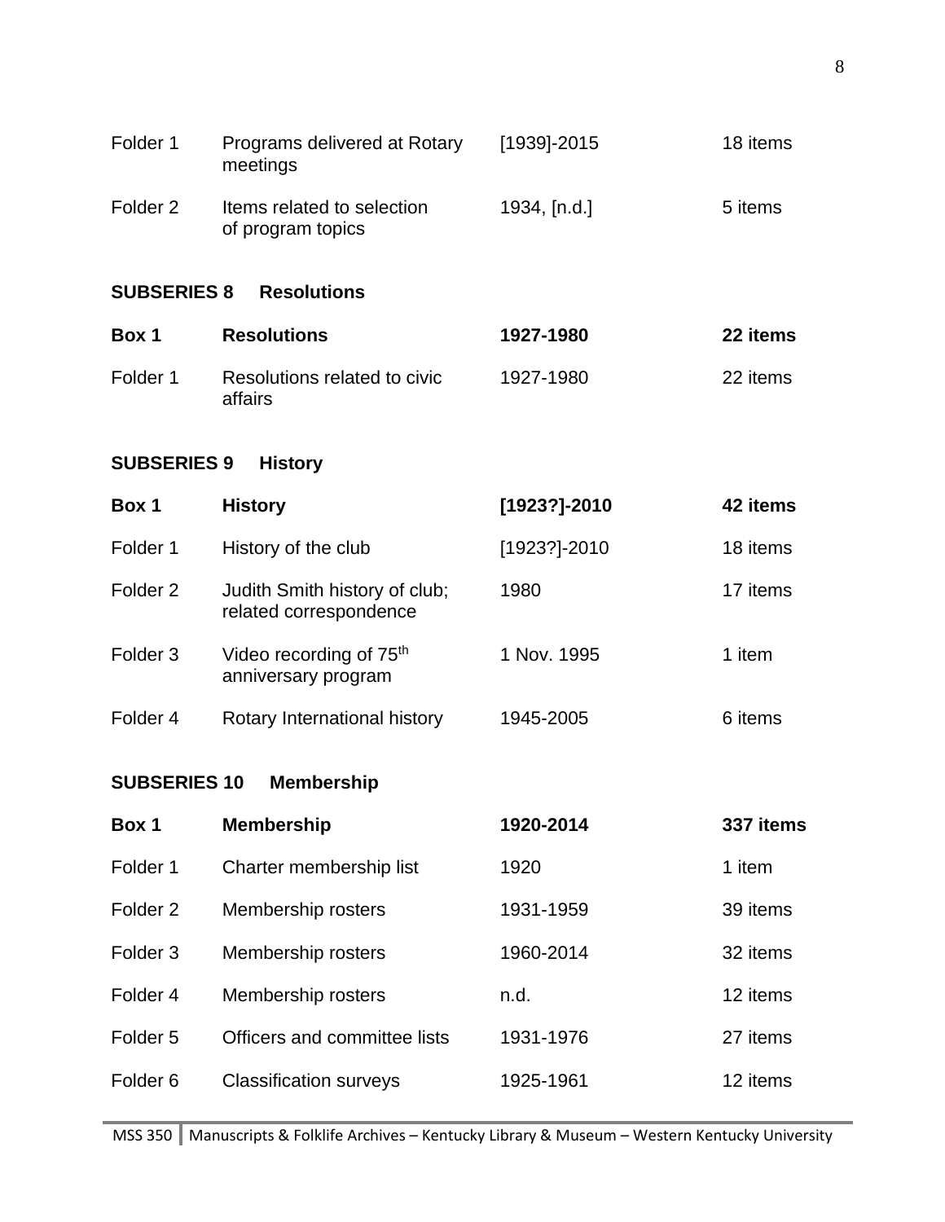| | | | |
|---|---|---|---|
| Folder 1 | Programs delivered at Rotary meetings | [1939]-2015 | 18 items |
| Folder 2 | Items related to selection of program topics | 1934, [n.d.] | 5 items |

**SUBSERIES 8 Resolutions**

| | | | |
|---|---|---|---|
| **Box 1** | **Resolutions** | **1927-1980** | **22 items** |
| Folder 1 | Resolutions related to civic affairs | 1927-1980 | 22 items |

**SUBSERIES 9 History**

| | | | |
|---|---|---|---|
| **Box 1** | **History** | **[1923?]-2010** | **42 items** |
| Folder 1 | History of the club | [1923?]-2010 | 18 items |
| Folder 2 | Judith Smith history of club; related correspondence | 1980 | 17 items |
| Folder 3 | Video recording of 75th anniversary program | 1 Nov. 1995 | 1 item |
| Folder 4 | Rotary International history | 1945-2005 | 6 items |

**SUBSERIES 10 Membership**

| | | | |
|---|---|---|---|
| **Box 1** | **Membership** | **1920-2014** | **337 items** |
| Folder 1 | Charter membership list | 1920 | 1 item |
| Folder 2 | Membership rosters | 1931-1959 | 39 items |
| Folder 3 | Membership rosters | 1960-2014 | 32 items |
| Folder 4 | Membership rosters | n.d. | 12 items |
| Folder 5 | Officers and committee lists | 1931-1976 | 27 items |
| Folder 6 | Classification surveys | 1925-1961 | 12 items |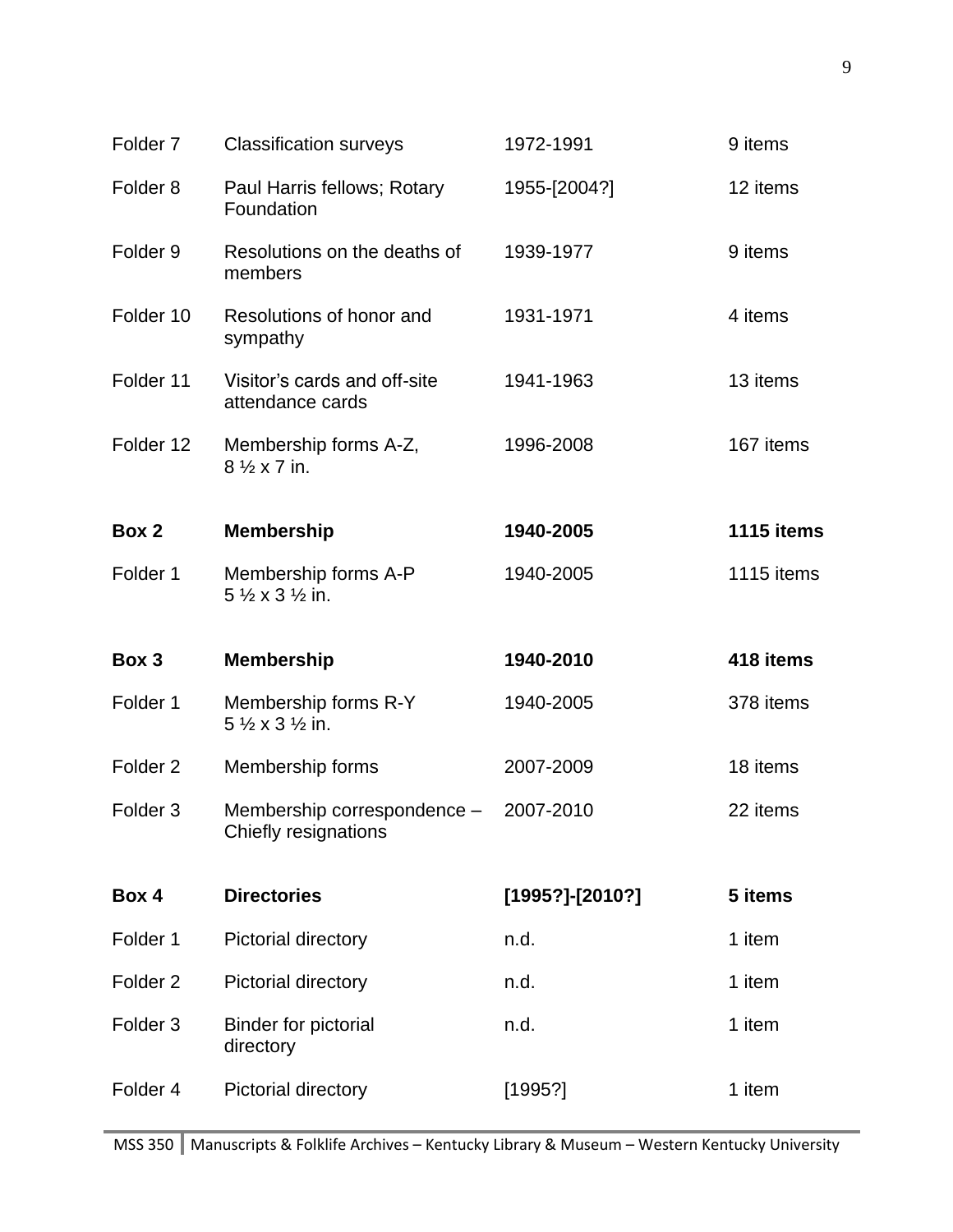| | | | |
|---|---|---|---|
| Folder 7 | Classification surveys | 1972-1991 | 9 items |
| Folder 8 | Paul Harris fellows; Rotary Foundation | 1955-[2004?] | 12 items |
| Folder 9 | Resolutions on the deaths of members | 1939-1977 | 9 items |
| Folder 10 | Resolutions of honor and sympathy | 1931-1971 | 4 items |
| Folder 11 | Visitor's cards and off-site attendance cards | 1941-1963 | 13 items |
| Folder 12 | Membership forms A-Z, 8 ½ x 7 in. | 1996-2008 | 167 items |
| **Box 2** | **Membership** | **1940-2005** | **1115 items** |
| Folder 1 | Membership forms A-P 5 ½ x 3 ½ in. | 1940-2005 | 1115 items |
| **Box 3** | **Membership** | **1940-2010** | **418 items** |
| Folder 1 | Membership forms R-Y 5 ½ x 3 ½ in. | 1940-2005 | 378 items |
| Folder 2 | Membership forms | 2007-2009 | 18 items |
| Folder 3 | Membership correspondence – Chiefly resignations | 2007-2010 | 22 items |
| **Box 4** | **Directories** | **[1995?]-[2010?]** | **5 items** |
| Folder 1 | Pictorial directory | n.d. | 1 item |
| Folder 2 | Pictorial directory | n.d. | 1 item |
| Folder 3 | Binder for pictorial directory | n.d. | 1 item |
| Folder 4 | Pictorial directory | [1995?] | 1 item |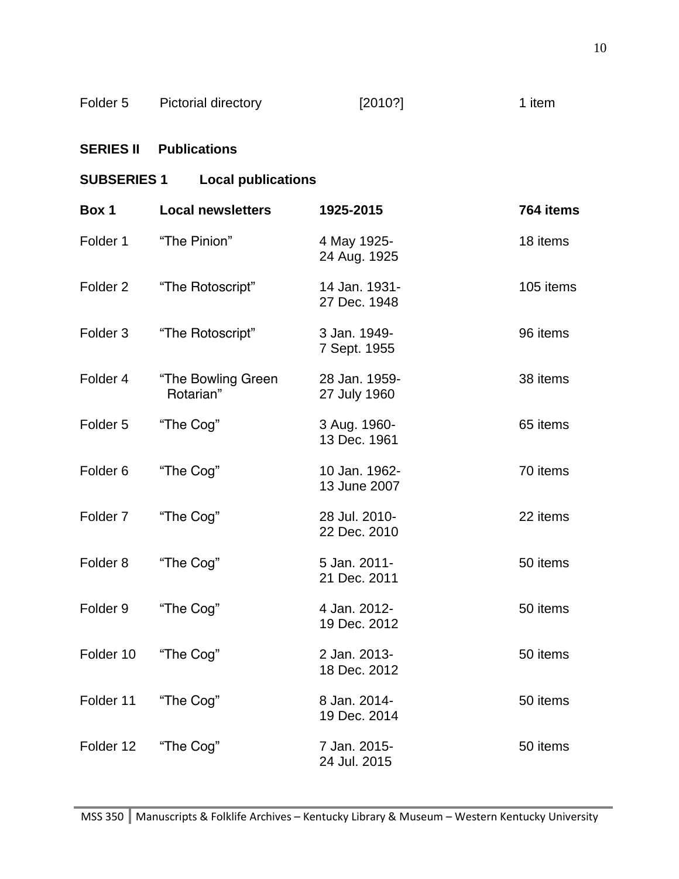| | | | |
|---|---|---|---|
| Folder 5 | Pictorial directory | [2010?] | 1 item |

**SERIES II Publications**

**SUBSERIES 1 Local publications**

| **Box 1** | **Local newsletters** | **1925-2015** | **764 items** |
|---|---|---|---|
| Folder 1 | "The Pinion" | 4 May 1925-24 Aug. 1925 | 18 items |
| Folder 2 | "The Rotoscript" | 14 Jan. 1931-27 Dec. 1948 | 105 items |
| Folder 3 | "The Rotoscript" | 3 Jan. 1949-7 Sept. 1955 | 96 items |
| Folder 4 | "The Bowling Green Rotarian" | 28 Jan. 1959-27 July 1960 | 38 items |
| Folder 5 | "The Cog" | 3 Aug. 1960-13 Dec. 1961 | 65 items |
| Folder 6 | "The Cog" | 10 Jan. 1962-13 June 2007 | 70 items |
| Folder 7 | "The Cog" | 28 Jul. 2010-22 Dec. 2010 | 22 items |
| Folder 8 | "The Cog" | 5 Jan. 2011-21 Dec. 2011 | 50 items |
| Folder 9 | "The Cog" | 4 Jan. 2012-19 Dec. 2012 | 50 items |
| Folder 10 | "The Cog" | 2 Jan. 2013-18 Dec. 2012 | 50 items |
| Folder 11 | "The Cog" | 8 Jan. 2014-19 Dec. 2014 | 50 items |
| Folder 12 | "The Cog" | 7 Jan. 2015-24 Jul. 2015 | 50 items |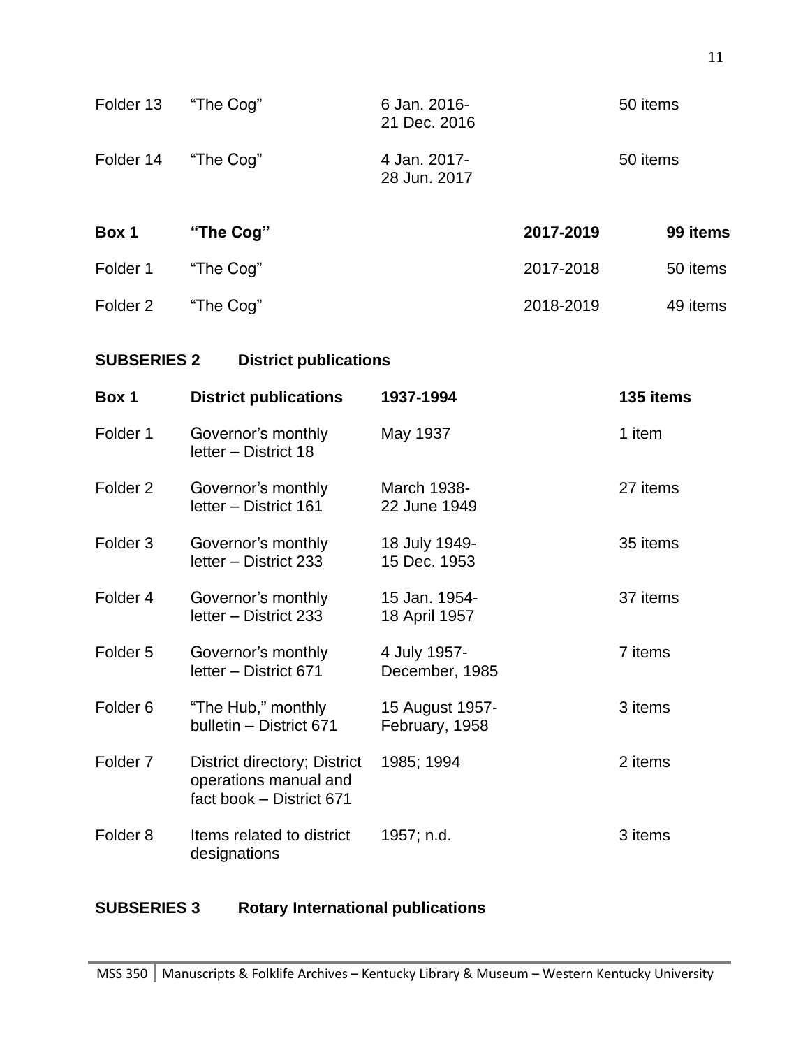| | | | |
|---|---|---|---|
| Folder 13 | "The Cog" | 6 Jan. 2016-21 Dec. 2016 | 50 items |
| Folder 14 | "The Cog" | 4 Jan. 2017-28 Jun. 2017 | 50 items |

| | | | |
|---|---|---|---|
| **Box 1** | **"The Cog"** | **2017-2019** | **99 items** |
| Folder 1 | "The Cog" | 2017-2018 | 50 items |
| Folder 2 | "The Cog" | 2018-2019 | 49 items |

## SUBSERIES 2 District publications

| | | | |
|---|---|---|---|
| **Box 1** | **District publications** | **1937-1994** | **135 items** |
| Folder 1 | Governor's monthly letter – District 18 | May 1937 | 1 item |
| Folder 2 | Governor's monthly letter – District 161 | March 1938-22 June 1949 | 27 items |
| Folder 3 | Governor's monthly letter – District 233 | 18 July 1949-15 Dec. 1953 | 35 items |
| Folder 4 | Governor's monthly letter – District 233 | 15 Jan. 1954-18 April 1957 | 37 items |
| Folder 5 | Governor's monthly letter – District 671 | 4 July 1957-December, 1985 | 7 items |
| Folder 6 | "The Hub," monthly bulletin – District 671 | 15 August 1957-February, 1958 | 3 items |
| Folder 7 | District directory; District operations manual and fact book – District 671 | 1985; 1994 | 2 items |
| Folder 8 | Items related to district designations | 1957; n.d. | 3 items |

## SUBSERIES 3 Rotary International publications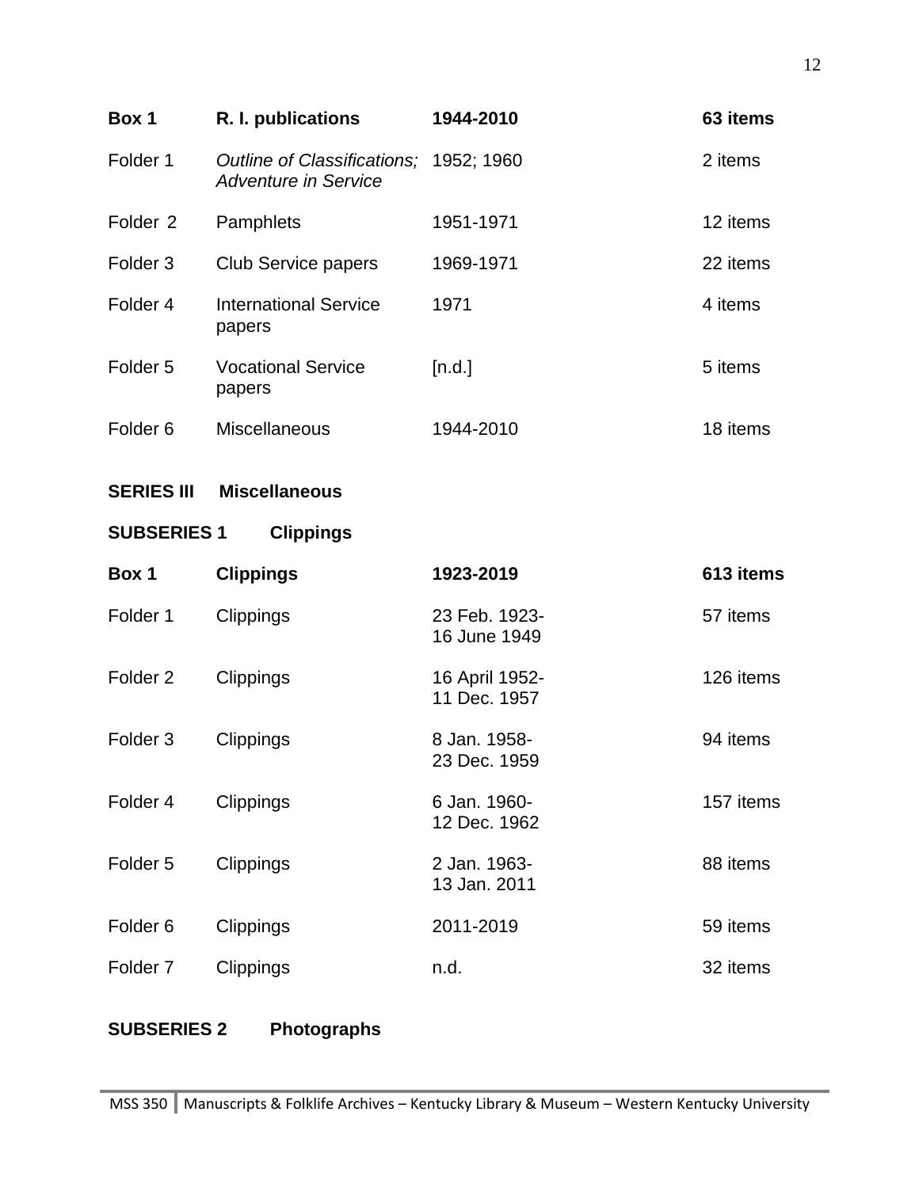| **Box 1** | **R. I. publications** | **1944-2010** | **63 items** |
| --- | --- | --- | --- |
| Folder 1 | *Outline of Classifications; Adventure in Service* | 1952; 1960 | 2 items |
| Folder 2 | Pamphlets | 1951-1971 | 12 items |
| Folder 3 | Club Service papers | 1969-1971 | 22 items |
| Folder 4 | International Service papers | 1971 | 4 items |
| Folder 5 | Vocational Service papers | [n.d.] | 5 items |
| Folder 6 | Miscellaneous | 1944-2010 | 18 items |

**SERIES III Miscellaneous**

**SUBSERIES 1 Clippings**

| **Box 1** | **Clippings** | **1923-2019** | **613 items** |
| --- | --- | --- | --- |
| Folder 1 | Clippings | 23 Feb. 1923-16 June 1949 | 57 items |
| Folder 2 | Clippings | 16 April 1952-11 Dec. 1957 | 126 items |
| Folder 3 | Clippings | 8 Jan. 1958-23 Dec. 1959 | 94 items |
| Folder 4 | Clippings | 6 Jan. 1960-12 Dec. 1962 | 157 items |
| Folder 5 | Clippings | 2 Jan. 1963-13 Jan. 2011 | 88 items |
| Folder 6 | Clippings | 2011-2019 | 59 items |
| Folder 7 | Clippings | n.d. | 32 items |

**SUBSERIES 2 Photographs**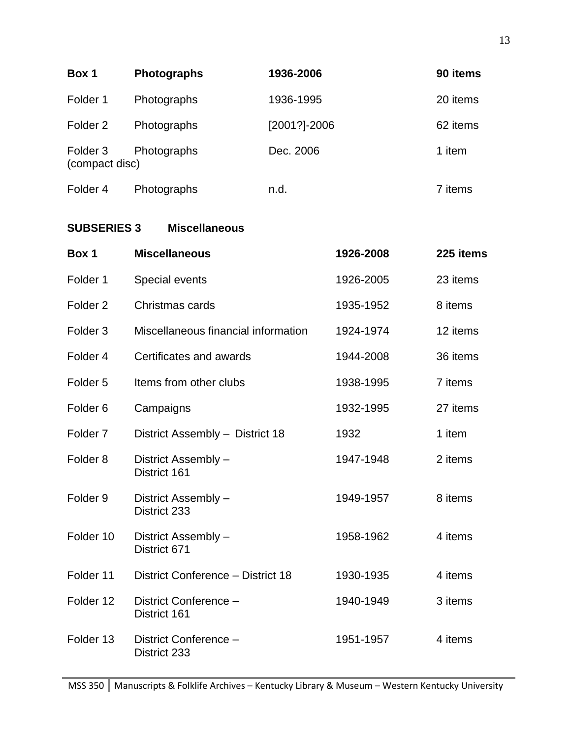| Box 1 | Photographs | 1936-2006 | 90 items |
| --- | --- | --- | --- |
| Folder 1 | Photographs | 1936-1995 | 20 items |
| Folder 2 | Photographs | [2001?]-2006 | 62 items |
| Folder 3 (compact disc) | Photographs | Dec. 2006 | 1 item |
| Folder 4 | Photographs | n.d. | 7 items |

**SUBSERIES 3 Miscellaneous**

| Box 1 | Miscellaneous | 1926-2008 | 225 items |
| --- | --- | --- | --- |
| Folder 1 | Special events | 1926-2005 | 23 items |
| Folder 2 | Christmas cards | 1935-1952 | 8 items |
| Folder 3 | Miscellaneous financial information | 1924-1974 | 12 items |
| Folder 4 | Certificates and awards | 1944-2008 | 36 items |
| Folder 5 | Items from other clubs | 1938-1995 | 7 items |
| Folder 6 | Campaigns | 1932-1995 | 27 items |
| Folder 7 | District Assembly – District 18 | 1932 | 1 item |
| Folder 8 | District Assembly – District 161 | 1947-1948 | 2 items |
| Folder 9 | District Assembly – District 233 | 1949-1957 | 8 items |
| Folder 10 | District Assembly – District 671 | 1958-1962 | 4 items |
| Folder 11 | District Conference – District 18 | 1930-1935 | 4 items |
| Folder 12 | District Conference – District 161 | 1940-1949 | 3 items |
| Folder 13 | District Conference – District 233 | 1951-1957 | 4 items |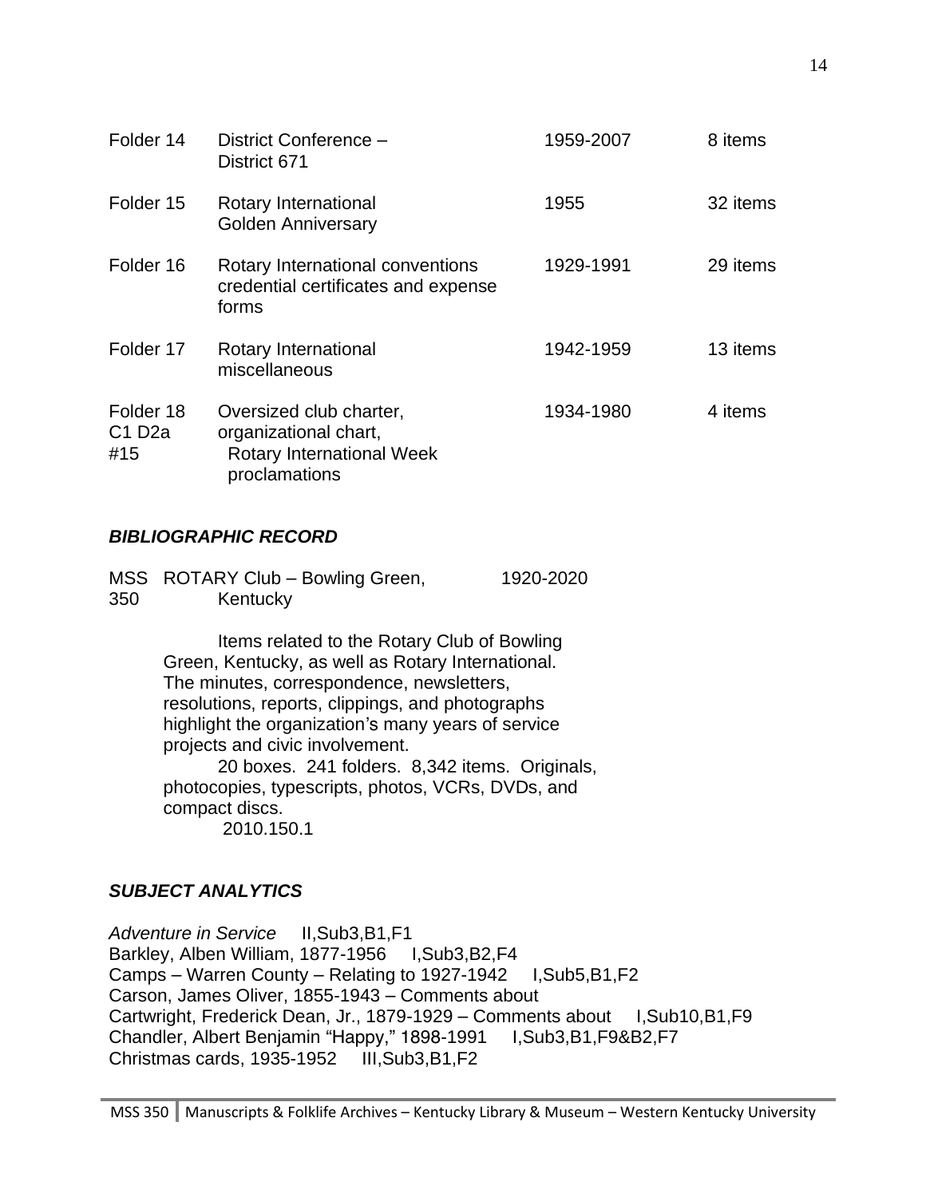| | | | |
|---|---|---|---|
| Folder 14 | District Conference – District 671 | 1959-2007 | 8 items |
| Folder 15 | Rotary International Golden Anniversary | 1955 | 32 items |
| Folder 16 | Rotary International conventions credential certificates and expense forms | 1929-1991 | 29 items |
| Folder 17 | Rotary International miscellaneous | 1942-1959 | 13 items |
| Folder 18 C1 D2a #15 | Oversized club charter, organizational chart, Rotary International Week proclamations | 1934-1980 | 4 items |

### *BIBLIOGRAPHIC RECORD*

MSS 350 ROTARY Club – Bowling Green, Kentucky 1920-2020

Items related to the Rotary Club of Bowling Green, Kentucky, as well as Rotary International. The minutes, correspondence, newsletters, resolutions, reports, clippings, and photographs highlight the organization's many years of service projects and civic involvement.

20 boxes. 241 folders. 8,342 items. Originals, photocopies, typescripts, photos, VCRs, DVDs, and compact discs.

2010.150.1

### *SUBJECT ANALYTICS*

*Adventure in Service* II,Sub3,B1,F1
Barkley, Alben William, 1877-1956 I,Sub3,B2,F4
Camps – Warren County – Relating to 1927-1942 I,Sub5,B1,F2
Carson, James Oliver, 1855-1943 – Comments about
Cartwright, Frederick Dean, Jr., 1879-1929 – Comments about I,Sub10,B1,F9
Chandler, Albert Benjamin "Happy," 1898-1991 I,Sub3,B1,F9&B2,F7
Christmas cards, 1935-1952 III,Sub3,B1,F2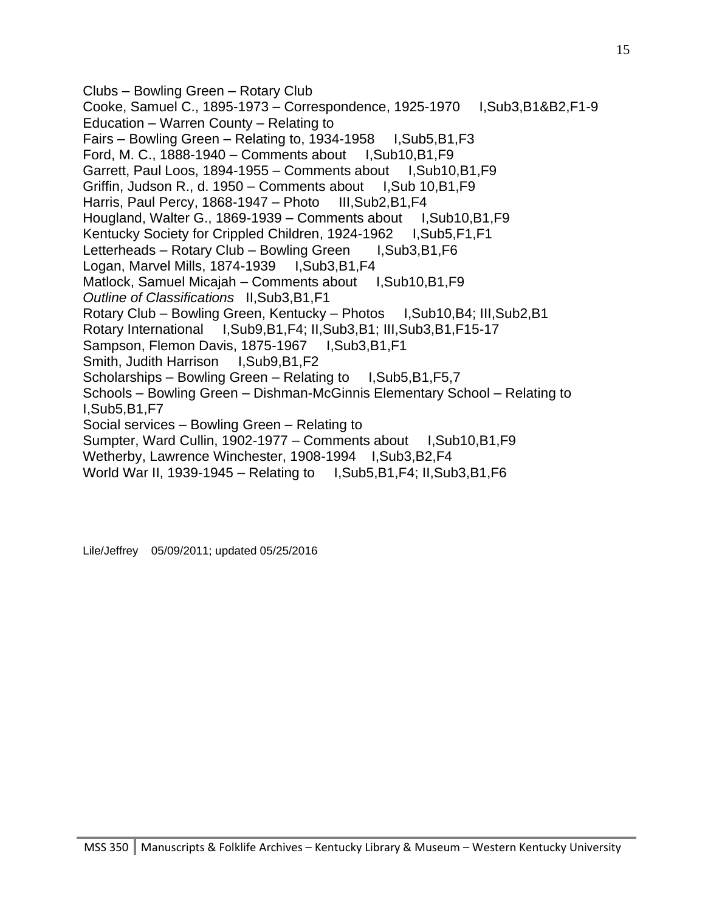Clubs – Bowling Green – Rotary Club
Cooke, Samuel C., 1895-1973 – Correspondence, 1925-1970 I,Sub3,B1&B2,F1-9
Education – Warren County – Relating to
Fairs – Bowling Green – Relating to, 1934-1958 I,Sub5,B1,F3
Ford, M. C., 1888-1940 – Comments about I,Sub10,B1,F9
Garrett, Paul Loos, 1894-1955 – Comments about I,Sub10,B1,F9
Griffin, Judson R., d. 1950 – Comments about I,Sub 10,B1,F9
Harris, Paul Percy, 1868-1947 – Photo III,Sub2,B1,F4
Hougland, Walter G., 1869-1939 – Comments about I,Sub10,B1,F9
Kentucky Society for Crippled Children, 1924-1962 I,Sub5,F1,F1
Letterheads – Rotary Club – Bowling Green I,Sub3,B1,F6
Logan, Marvel Mills, 1874-1939 I,Sub3,B1,F4
Matlock, Samuel Micajah – Comments about I,Sub10,B1,F9
*Outline of Classifications* II,Sub3,B1,F1
Rotary Club – Bowling Green, Kentucky – Photos I,Sub10,B4; III,Sub2,B1
Rotary International I,Sub9,B1,F4; II,Sub3,B1; III,Sub3,B1,F15-17
Sampson, Flemon Davis, 1875-1967 I,Sub3,B1,F1
Smith, Judith Harrison I,Sub9,B1,F2
Scholarships – Bowling Green – Relating to I,Sub5,B1,F5,7
Schools – Bowling Green – Dishman-McGinnis Elementary School – Relating to I,Sub5,B1,F7
Social services – Bowling Green – Relating to
Sumpter, Ward Cullin, 1902-1977 – Comments about I,Sub10,B1,F9
Wetherby, Lawrence Winchester, 1908-1994 I,Sub3,B2,F4
World War II, 1939-1945 – Relating to I,Sub5,B1,F4; II,Sub3,B1,F6

Lile/Jeffrey 05/09/2011; updated 05/25/2016